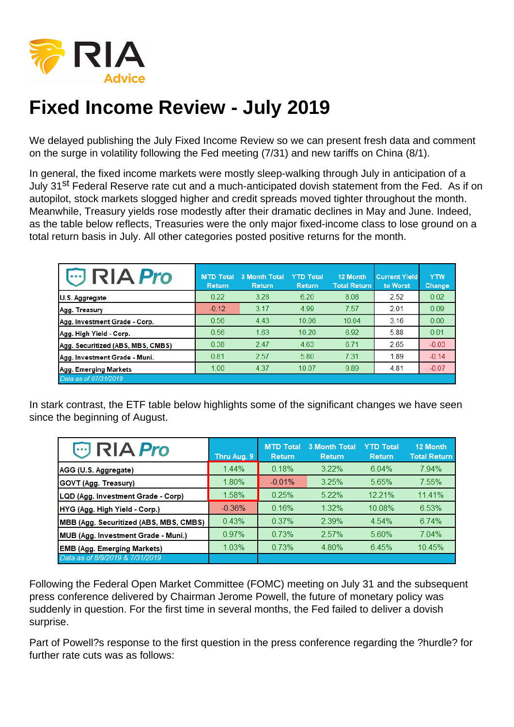RIA Advice

# Fixed Income Review - July 2019

We delayed publishing the July Fixed Income Review so we can present fresh data and comment on the surge in volatility following the Fed meeting (7/31) and new tariffs on China (8/1).

In general, the fixed income markets were mostly sleep-walking through July in anticipation of a July 31st Federal Reserve rate cut and a much-anticipated dovish statement from the Fed. As if on autopilot, stock markets slogged higher and credit spreads moved tighter throughout the month. Meanwhile, Treasury yields rose modestly after their dramatic declines in May and June. Indeed, as the table below reflects, Treasuries were the only major fixed-income class to lose ground on a total return basis in July. All other categories posted positive returns for the month.

| RIA Pro | MTD Total Return | 3 Month Total Return | YTD Total Return | 12 Month Total Return | Current Yield to Worst | YTW Change |
|---|---|---|---|---|---|---|
| U.S. Aggregate | 0.22 | 3.28 | 6.20 | 8.08 | 2.52 | 0.02 |
| Agg. Treasury | -0.12 | 3.17 | 4.99 | 7.57 | 2.01 | 0.09 |
| Agg. Investment Grade - Corp. | 0.56 | 4.43 | 10.06 | 10.04 | 3.16 | 0.00 |
| Agg. High Yield - Corp. | 0.56 | 1.63 | 10.20 | 6.92 | 5.88 | 0.01 |
| Agg. Securitized (ABS, MBS, CMBS) | 0.38 | 2.47 | 4.63 | 6.71 | 2.65 | -0.03 |
| Agg. Investment Grade - Muni. | 0.81 | 2.57 | 5.80 | 7.31 | 1.89 | -0.14 |
| Agg. Emerging Markets | 1.00 | 4.37 | 10.07 | 9.89 | 4.81 | -0.07 |
| *Data as of 07/31/2019* | | | | | | |

In stark contrast, the ETF table below highlights some of the significant changes we have seen since the beginning of August.

| RIA Pro | Thru Aug. 9 | MTD Total Return | 3 Month Total Return | YTD Total Return | 12 Month Total Return |
|---|---|---|---|---|---|
| AGG (U.S. Aggregate) | 1.44% | 0.18% | 3.22% | 6.04% | 7.94% |
| GOVT (Agg. Treasury) | 1.80% | -0.01% | 3.25% | 5.65% | 7.55% |
| LQD (Agg. Investment Grade - Corp) | 1.58% | 0.25% | 5.22% | 12.21% | 11.41% |
| HYG (Agg. High Yield - Corp.) | -0.36% | 0.16% | 1.32% | 10.08% | 6.53% |
| MBB (Agg. Securitized (ABS, MBS, CMBS) | 0.43% | 0.37% | 2.39% | 4.54% | 6.74% |
| MUB (Agg. Investment Grade - Muni.) | 0.97% | 0.73% | 2.57% | 5.60% | 7.04% |
| EMB (Agg. Emerging Markets) | 1.03% | 0.73% | 4.80% | 6.45% | 10.45% |
| *Data as of 8/9/2019 & 7/31/2019* | | | | | |

Following the Federal Open Market Committee (FOMC) meeting on July 31 and the subsequent press conference delivered by Chairman Jerome Powell, the future of monetary policy was suddenly in question. For the first time in several months, the Fed failed to deliver a dovish surprise.

Part of Powell?s response to the first question in the press conference regarding the ?hurdle? for further rate cuts was as follows: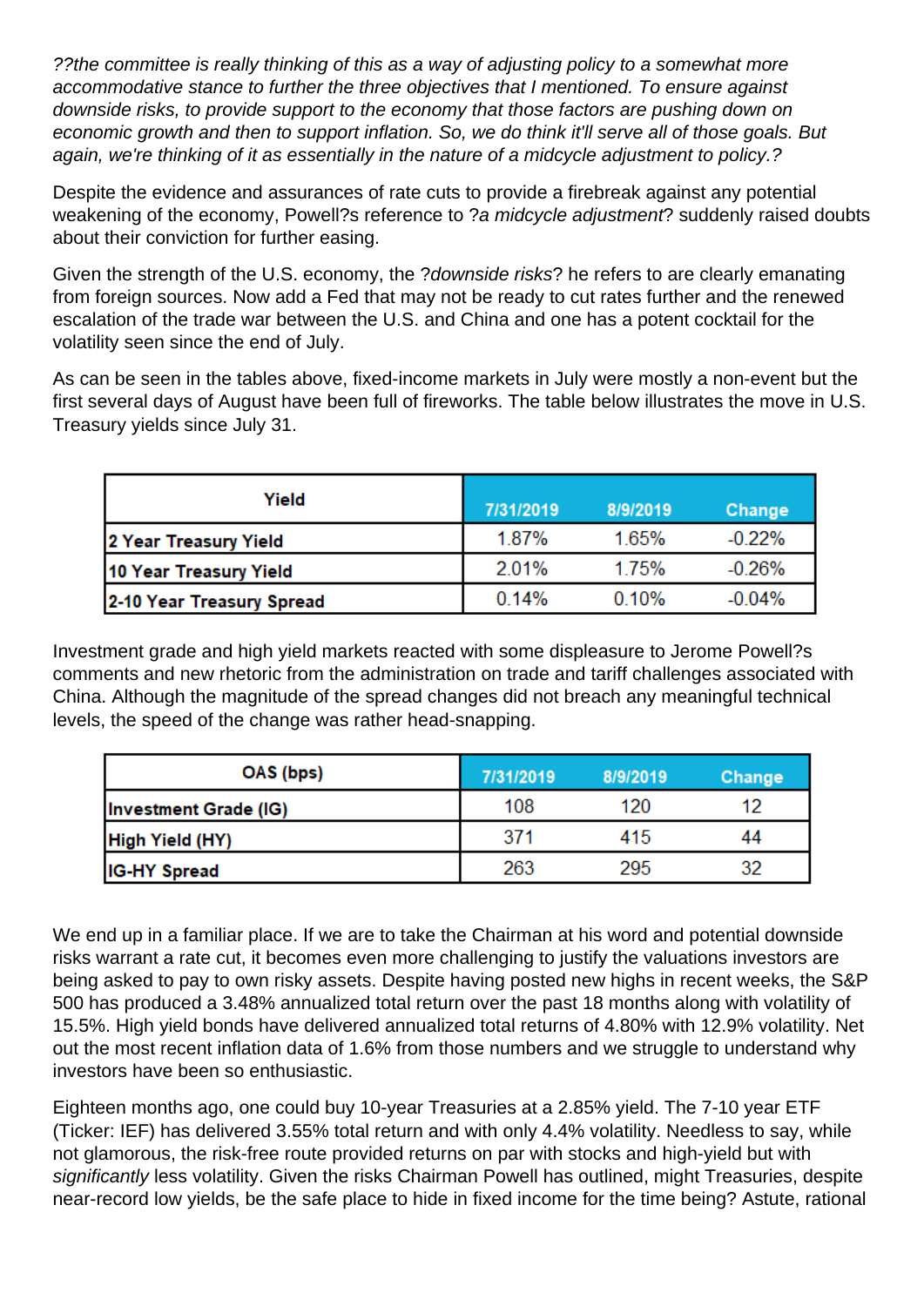*??the committee is really thinking of this as a way of adjusting policy to a somewhat more accommodative stance to further the three objectives that I mentioned. To ensure against downside risks, to provide support to the economy that those factors are pushing down on economic growth and then to support inflation. So, we do think it'll serve all of those goals. But again, we're thinking of it as essentially in the nature of a midcycle adjustment to policy.?*

Despite the evidence and assurances of rate cuts to provide a firebreak against any potential weakening of the economy, Powell?s reference to ?*a midcycle adjustment*? suddenly raised doubts about their conviction for further easing.

Given the strength of the U.S. economy, the ?*downside risks*? he refers to are clearly emanating from foreign sources. Now add a Fed that may not be ready to cut rates further and the renewed escalation of the trade war between the U.S. and China and one has a potent cocktail for the volatility seen since the end of July.

As can be seen in the tables above, fixed-income markets in July were mostly a non-event but the first several days of August have been full of fireworks. The table below illustrates the move in U.S. Treasury yields since July 31.

| Yield | 7/31/2019 | 8/9/2019 | Change |
|---|---|---|---|
| 2 Year Treasury Yield | 1.87% | 1.65% | -0.22% |
| 10 Year Treasury Yield | 2.01% | 1.75% | -0.26% |
| 2-10 Year Treasury Spread | 0.14% | 0.10% | -0.04% |

Investment grade and high yield markets reacted with some displeasure to Jerome Powell?s comments and new rhetoric from the administration on trade and tariff challenges associated with China. Although the magnitude of the spread changes did not breach any meaningful technical levels, the speed of the change was rather head-snapping.

| OAS (bps) | 7/31/2019 | 8/9/2019 | Change |
|---|---|---|---|
| Investment Grade (IG) | 108 | 120 | 12 |
| High Yield (HY) | 371 | 415 | 44 |
| IG-HY Spread | 263 | 295 | 32 |

We end up in a familiar place. If we are to take the Chairman at his word and potential downside risks warrant a rate cut, it becomes even more challenging to justify the valuations investors are being asked to pay to own risky assets. Despite having posted new highs in recent weeks, the S&P 500 has produced a 3.48% annualized total return over the past 18 months along with volatility of 15.5%. High yield bonds have delivered annualized total returns of 4.80% with 12.9% volatility. Net out the most recent inflation data of 1.6% from those numbers and we struggle to understand why investors have been so enthusiastic.

Eighteen months ago, one could buy 10-year Treasuries at a 2.85% yield. The 7-10 year ETF (Ticker: IEF) has delivered 3.55% total return and with only 4.4% volatility. Needless to say, while not glamorous, the risk-free route provided returns on par with stocks and high-yield but with *significantly* less volatility. Given the risks Chairman Powell has outlined, might Treasuries, despite near-record low yields, be the safe place to hide in fixed income for the time being? Astute, rational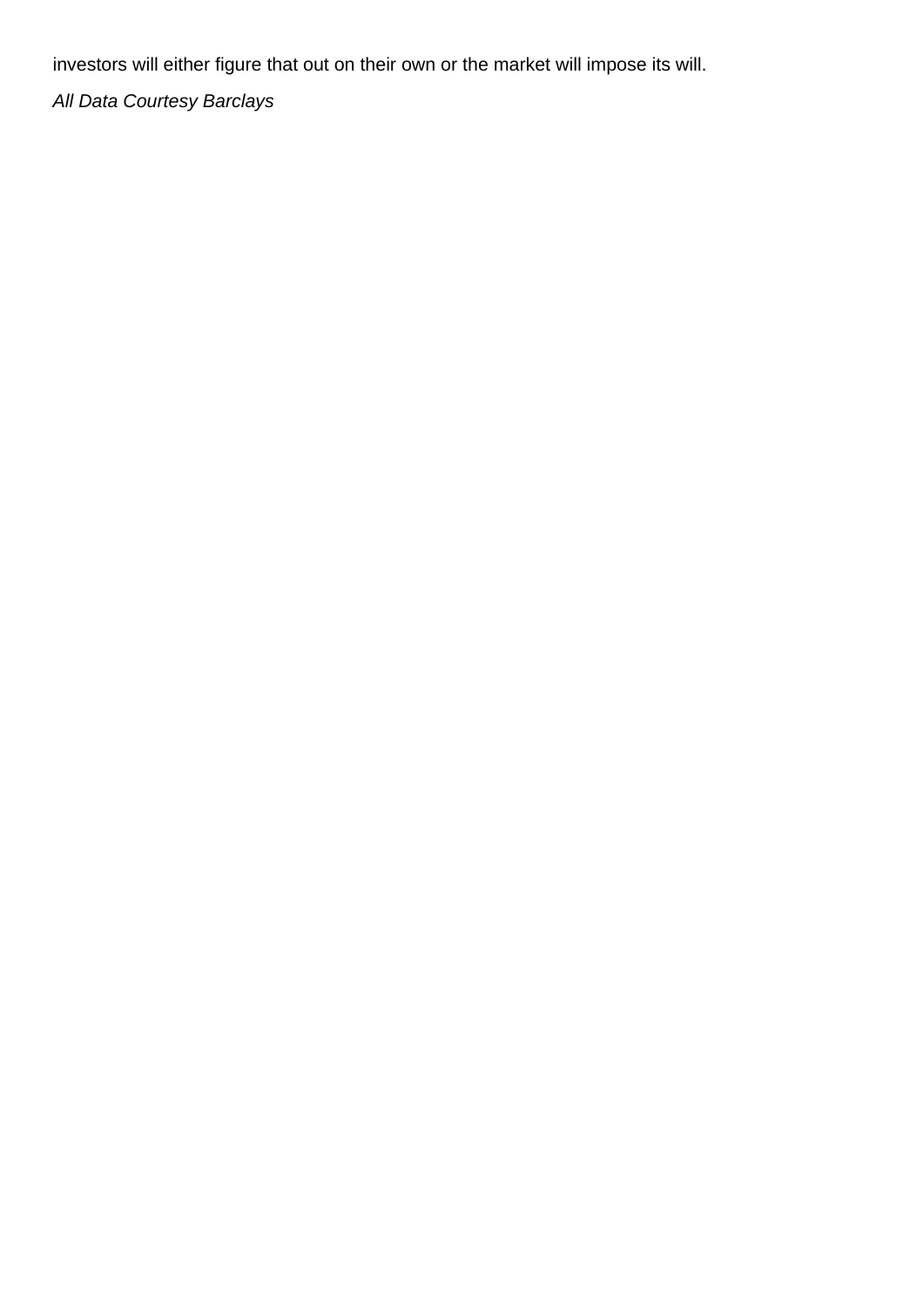investors will either figure that out on their own or the market will impose its will.

*All Data Courtesy Barclays*